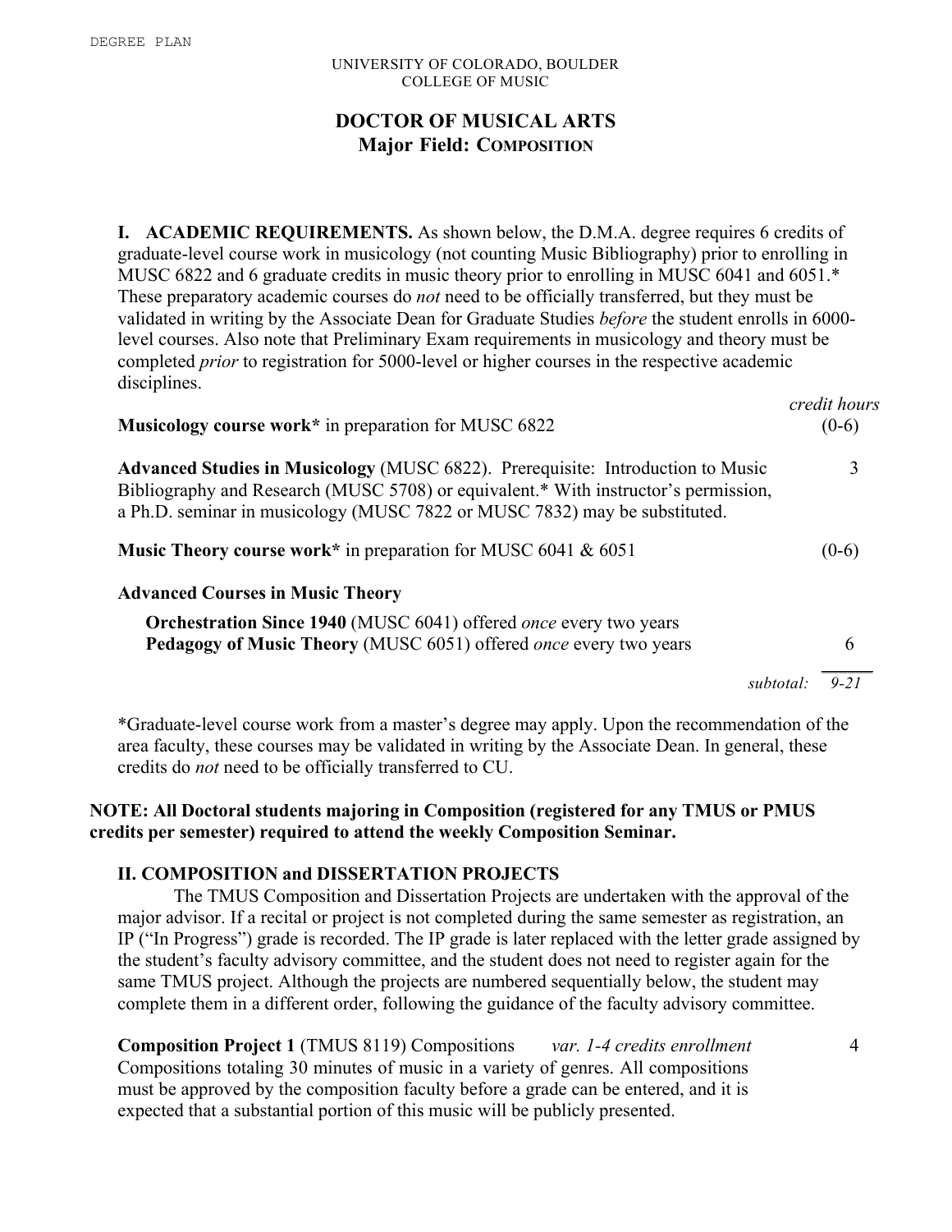UNIVERSITY OF COLORADO, BOULDER
COLLEGE OF MUSIC

# DOCTOR OF MUSICAL ARTS
## Major Field: COMPOSITION

**I. ACADEMIC REQUIREMENTS.** As shown below, the D.M.A. degree requires 6 credits of graduate-level course work in musicology (not counting Music Bibliography) prior to enrolling in MUSC 6822 and 6 graduate credits in music theory prior to enrolling in MUSC 6041 and 6051.* These preparatory academic courses do *not* need to be officially transferred, but they must be validated in writing by the Associate Dean for Graduate Studies *before* the student enrolls in 6000-level courses. Also note that Preliminary Exam requirements in musicology and theory must be completed *prior* to registration for 5000-level or higher courses in the respective academic disciplines.

| | *credit hours* |
|---|---|
| **Musicology course work*** in preparation for MUSC 6822 | (0-6) |
| **Advanced Studies in Musicology** (MUSC 6822). Prerequisite: Introduction to Music Bibliography and Research (MUSC 5708) or equivalent.* With instructor's permission, a Ph.D. seminar in musicology (MUSC 7822 or MUSC 7832) may be substituted. | 3 |
| **Music Theory course work*** in preparation for MUSC 6041 & 6051 | (0-6) |
| **Advanced Courses in Music Theory** | |
| **Orchestration Since 1940** (MUSC 6041) offered *once* every two years; **Pedagogy of Music Theory** (MUSC 6051) offered *once* every two years | 6 |
| *subtotal:* | *9-21* |

*Graduate-level course work from a master's degree may apply. Upon the recommendation of the area faculty, these courses may be validated in writing by the Associate Dean. In general, these credits do *not* need to be officially transferred to CU.

**NOTE: All Doctoral students majoring in Composition (registered for any TMUS or PMUS credits per semester) required to attend the weekly Composition Seminar.**

### II. COMPOSITION and DISSERTATION PROJECTS

The TMUS Composition and Dissertation Projects are undertaken with the approval of the major advisor. If a recital or project is not completed during the same semester as registration, an IP ("In Progress") grade is recorded. The IP grade is later replaced with the letter grade assigned by the student's faculty advisory committee, and the student does not need to register again for the same TMUS project. Although the projects are numbered sequentially below, the student may complete them in a different order, following the guidance of the faculty advisory committee.

| | |
|---|---|
| **Composition Project 1** (TMUS 8119) Compositions *var. 1-4 credits enrollment* Compositions totaling 30 minutes of music in a variety of genres. All compositions must be approved by the composition faculty before a grade can be entered, and it is expected that a substantial portion of this music will be publicly presented. | 4 |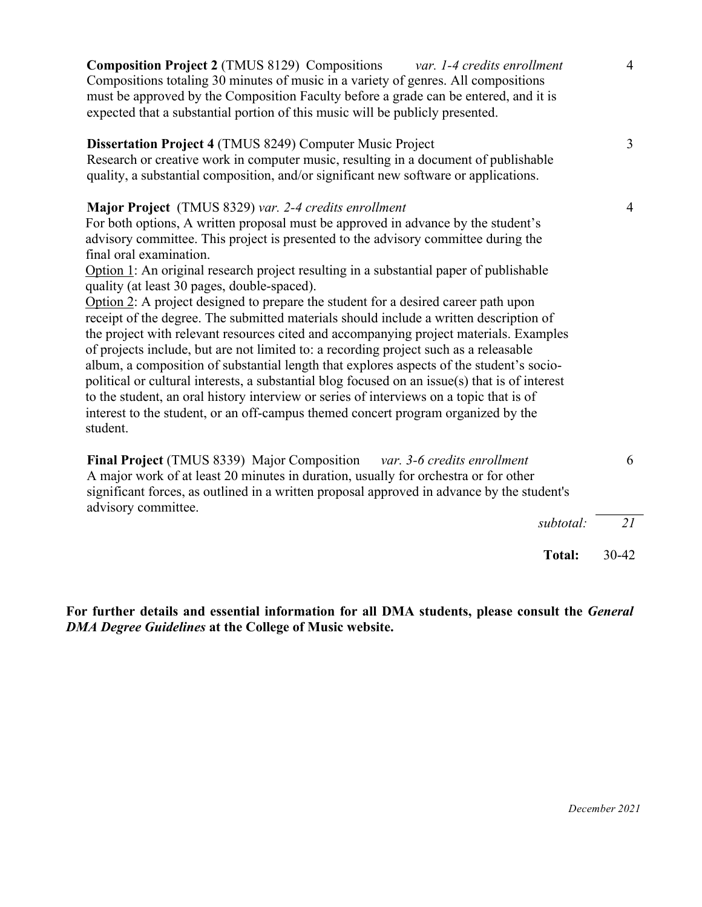**Composition Project 2** (TMUS 8129) Compositions *var. 1-4 credits enrollment* 4

Compositions totaling 30 minutes of music in a variety of genres. All compositions must be approved by the Composition Faculty before a grade can be entered, and it is expected that a substantial portion of this music will be publicly presented.

**Dissertation Project 4** (TMUS 8249) Computer Music Project 3

Research or creative work in computer music, resulting in a document of publishable quality, a substantial composition, and/or significant new software or applications.

**Major Project** (TMUS 8329) *var. 2-4 credits enrollment* 4

For both options, A written proposal must be approved in advance by the student's advisory committee. This project is presented to the advisory committee during the final oral examination.

<u>Option 1</u>: An original research project resulting in a substantial paper of publishable quality (at least 30 pages, double-spaced).

<u>Option 2</u>: A project designed to prepare the student for a desired career path upon receipt of the degree. The submitted materials should include a written description of the project with relevant resources cited and accompanying project materials. Examples of projects include, but are not limited to: a recording project such as a releasable album, a composition of substantial length that explores aspects of the student's socio-political or cultural interests, a substantial blog focused on an issue(s) that is of interest to the student, an oral history interview or series of interviews on a topic that is of interest to the student, or an off-campus themed concert program organized by the student.

**Final Project** (TMUS 8339) Major Composition *var. 3-6 credits enrollment* 6

A major work of at least 20 minutes in duration, usually for orchestra or for other significant forces, as outlined in a written proposal approved in advance by the student's advisory committee.

*subtotal:* *21*

**Total:** 30-42

**For further details and essential information for all DMA students, please consult the *General DMA Degree Guidelines* at the College of Music website.**

*December 2021*